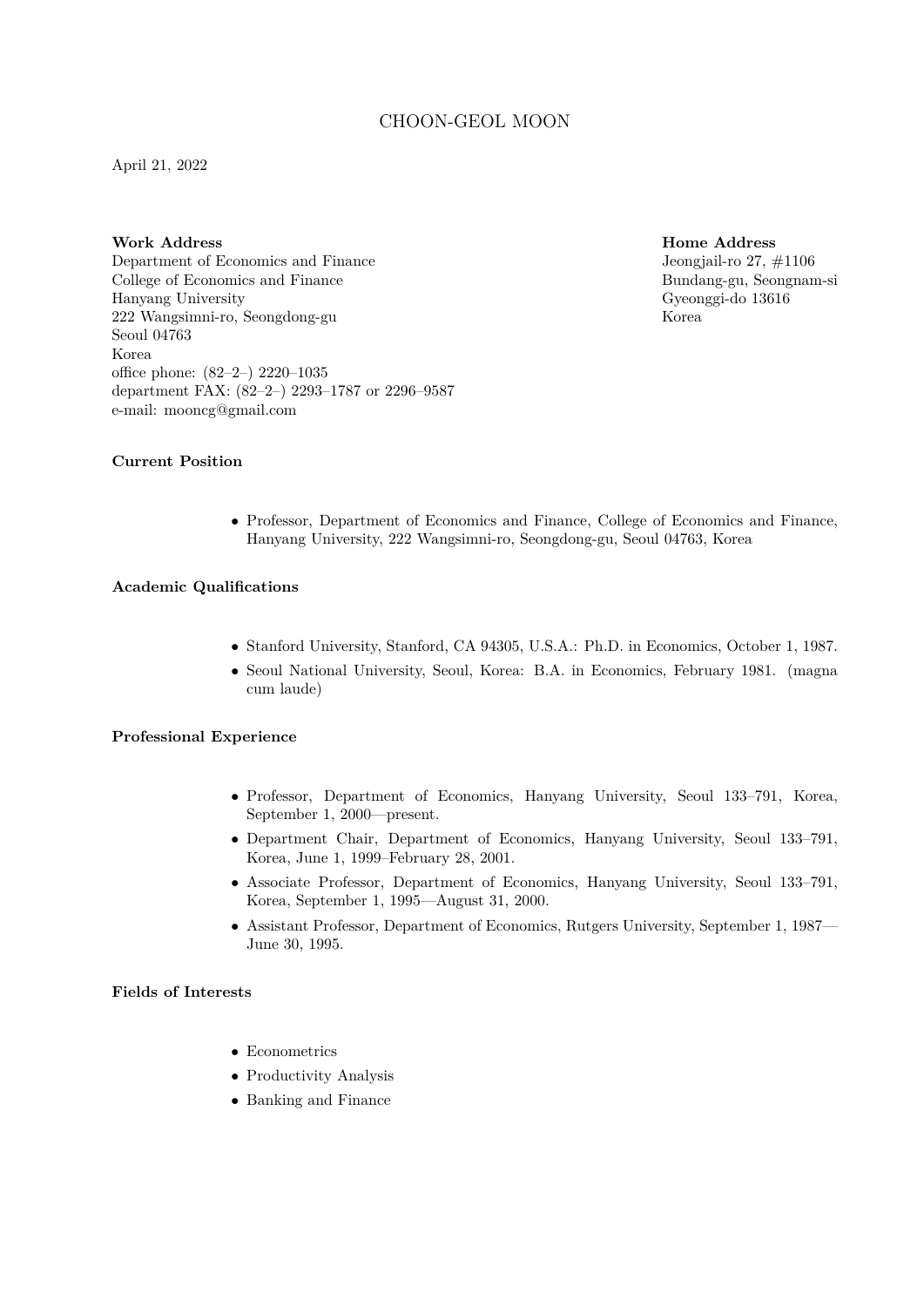# CHOON-GEOL MOON

April 21, 2022

**Work Address**
Department of Economics and Finance
College of Economics and Finance
Hanyang University
222 Wangsimni-ro, Seongdong-gu
Seoul 04763
Korea
office phone: (82–2–) 2220–1035
department FAX: (82–2–) 2293–1787 or 2296–9587
e-mail: mooncg@gmail.com

**Home Address**
Jeongjail-ro 27, #1106
Bundang-gu, Seongnam-si
Gyeonggi-do 13616
Korea

**Current Position**

- Professor, Department of Economics and Finance, College of Economics and Finance, Hanyang University, 222 Wangsimni-ro, Seongdong-gu, Seoul 04763, Korea

**Academic Qualifications**

- Stanford University, Stanford, CA 94305, U.S.A.: Ph.D. in Economics, October 1, 1987.
- Seoul National University, Seoul, Korea: B.A. in Economics, February 1981. (magna cum laude)

**Professional Experience**

- Professor, Department of Economics, Hanyang University, Seoul 133–791, Korea, September 1, 2000—present.
- Department Chair, Department of Economics, Hanyang University, Seoul 133–791, Korea, June 1, 1999–February 28, 2001.
- Associate Professor, Department of Economics, Hanyang University, Seoul 133–791, Korea, September 1, 1995—August 31, 2000.
- Assistant Professor, Department of Economics, Rutgers University, September 1, 1987—June 30, 1995.

**Fields of Interests**

- Econometrics
- Productivity Analysis
- Banking and Finance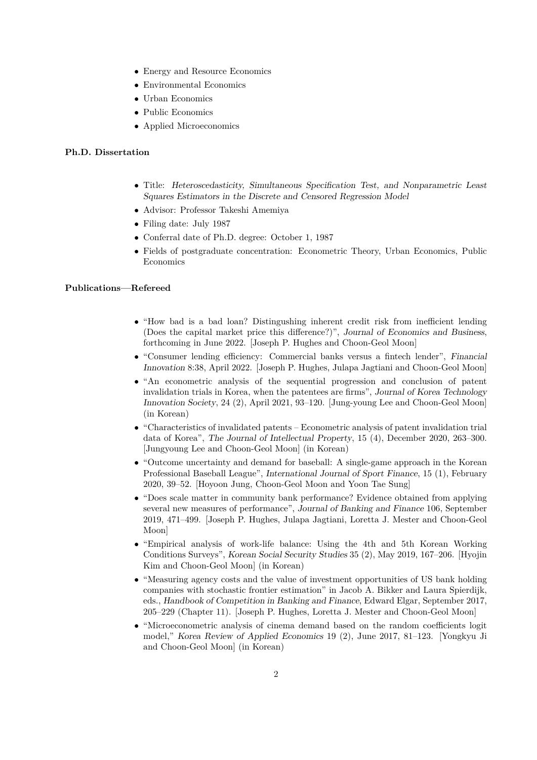- Energy and Resource Economics
- Environmental Economics
- Urban Economics
- Public Economics
- Applied Microeconomics

**Ph.D. Dissertation**

- Title: *Heteroscedasticity, Simultaneous Specification Test, and Nonparametric Least Squares Estimators in the Discrete and Censored Regression Model*
- Advisor: Professor Takeshi Amemiya
- Filing date: July 1987
- Conferral date of Ph.D. degree: October 1, 1987
- Fields of postgraduate concentration: Econometric Theory, Urban Economics, Public Economics

**Publications—Refereed**

- "How bad is a bad loan? Distingushing inherent credit risk from inefficient lending (Does the capital market price this difference?)", *Journal of Economics and Business*, forthcoming in June 2022. [Joseph P. Hughes and Choon-Geol Moon]
- "Consumer lending efficiency: Commercial banks versus a fintech lender", *Financial Innovation* 8:38, April 2022. [Joseph P. Hughes, Julapa Jagtiani and Choon-Geol Moon]
- "An econometric analysis of the sequential progression and conclusion of patent invalidation trials in Korea, when the patentees are firms", *Journal of Korea Technology Innovation Society*, 24 (2), April 2021, 93–120. [Jung-young Lee and Choon-Geol Moon] (in Korean)
- "Characteristics of invalidated patents – Econometric analysis of patent invalidation trial data of Korea", *The Journal of Intellectual Property*, 15 (4), December 2020, 263–300. [Jungyoung Lee and Choon-Geol Moon] (in Korean)
- "Outcome uncertainty and demand for baseball: A single-game approach in the Korean Professional Baseball League", *International Journal of Sport Finance*, 15 (1), February 2020, 39–52. [Hoyoon Jung, Choon-Geol Moon and Yoon Tae Sung]
- "Does scale matter in community bank performance? Evidence obtained from applying several new measures of performance", *Journal of Banking and Finance* 106, September 2019, 471–499. [Joseph P. Hughes, Julapa Jagtiani, Loretta J. Mester and Choon-Geol Moon]
- "Empirical analysis of work-life balance: Using the 4th and 5th Korean Working Conditions Surveys", *Korean Social Security Studies* 35 (2), May 2019, 167–206. [Hyojin Kim and Choon-Geol Moon] (in Korean)
- "Measuring agency costs and the value of investment opportunities of US bank holding companies with stochastic frontier estimation" in Jacob A. Bikker and Laura Spierdijk, eds., *Handbook of Competition in Banking and Finance*, Edward Elgar, September 2017, 205–229 (Chapter 11). [Joseph P. Hughes, Loretta J. Mester and Choon-Geol Moon]
- "Microeconometric analysis of cinema demand based on the random coefficients logit model," *Korea Review of Applied Economics* 19 (2), June 2017, 81–123. [Yongkyu Ji and Choon-Geol Moon] (in Korean)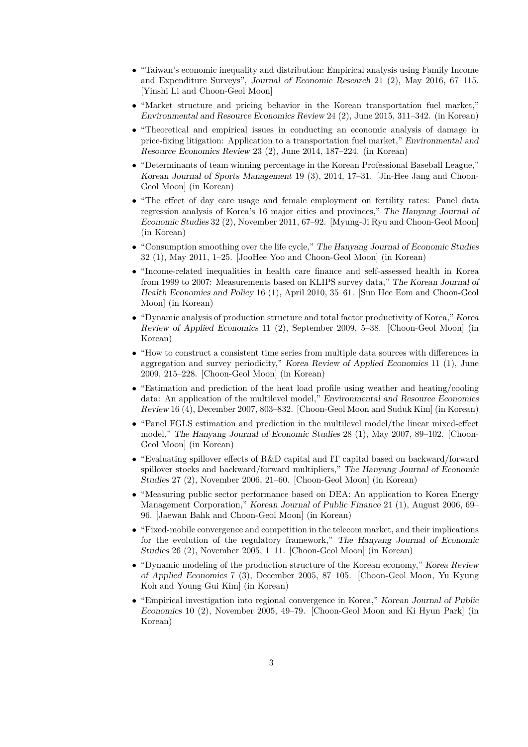- "Taiwan's economic inequality and distribution: Empirical analysis using Family Income and Expenditure Surveys", *Journal of Economic Research* 21 (2), May 2016, 67–115. [Yinshi Li and Choon-Geol Moon]
- "Market structure and pricing behavior in the Korean transportation fuel market," *Environmental and Resource Economics Review* 24 (2), June 2015, 311–342. (in Korean)
- "Theoretical and empirical issues in conducting an economic analysis of damage in price-fixing litigation: Application to a transportation fuel market," *Environmental and Resource Economics Review* 23 (2), June 2014, 187–224. (in Korean)
- "Determinants of team winning percentage in the Korean Professional Baseball League," *Korean Journal of Sports Management* 19 (3), 2014, 17–31. [Jin-Hee Jang and Choon-Geol Moon] (in Korean)
- "The effect of day care usage and female employment on fertility rates: Panel data regression analysis of Korea's 16 major cities and provinces," *The Hanyang Journal of Economic Studies* 32 (2), November 2011, 67–92. [Myung-Ji Ryu and Choon-Geol Moon] (in Korean)
- "Consumption smoothing over the life cycle," *The Hanyang Journal of Economic Studies* 32 (1), May 2011, 1–25. [JooHee Yoo and Choon-Geol Moon] (in Korean)
- "Income-related inequalities in health care finance and self-assessed health in Korea from 1999 to 2007: Measurements based on KLIPS survey data," *The Korean Journal of Health Economics and Policy* 16 (1), April 2010, 35–61. [Sun Hee Eom and Choon-Geol Moon] (in Korean)
- "Dynamic analysis of production structure and total factor productivity of Korea," *Korea Review of Applied Economics* 11 (2), September 2009, 5–38. [Choon-Geol Moon] (in Korean)
- "How to construct a consistent time series from multiple data sources with differences in aggregation and survey periodicity," *Korea Review of Applied Economics* 11 (1), June 2009, 215–228. [Choon-Geol Moon] (in Korean)
- "Estimation and prediction of the heat load profile using weather and heating/cooling data: An application of the multilevel model," *Environmental and Resource Economics Review* 16 (4), December 2007, 803–832. [Choon-Geol Moon and Suduk Kim] (in Korean)
- "Panel FGLS estimation and prediction in the multilevel model/the linear mixed-effect model," *The Hanyang Journal of Economic Studies* 28 (1), May 2007, 89–102. [Choon-Geol Moon] (in Korean)
- "Evaluating spillover effects of R&D capital and IT capital based on backward/forward spillover stocks and backward/forward multipliers," *The Hanyang Journal of Economic Studies* 27 (2), November 2006, 21–60. [Choon-Geol Moon] (in Korean)
- "Measuring public sector performance based on DEA: An application to Korea Energy Management Corporation," *Korean Journal of Public Finance* 21 (1), August 2006, 69–96. [Jaewan Bahk and Choon-Geol Moon] (in Korean)
- "Fixed-mobile convergence and competition in the telecom market, and their implications for the evolution of the regulatory framework," *The Hanyang Journal of Economic Studies* 26 (2), November 2005, 1–11. [Choon-Geol Moon] (in Korean)
- "Dynamic modeling of the production structure of the Korean economy," *Korea Review of Applied Economics* 7 (3), December 2005, 87–105. [Choon-Geol Moon, Yu Kyung Koh and Young Gui Kim] (in Korean)
- "Empirical investigation into regional convergence in Korea," *Korean Journal of Public Economics* 10 (2), November 2005, 49–79. [Choon-Geol Moon and Ki Hyun Park] (in Korean)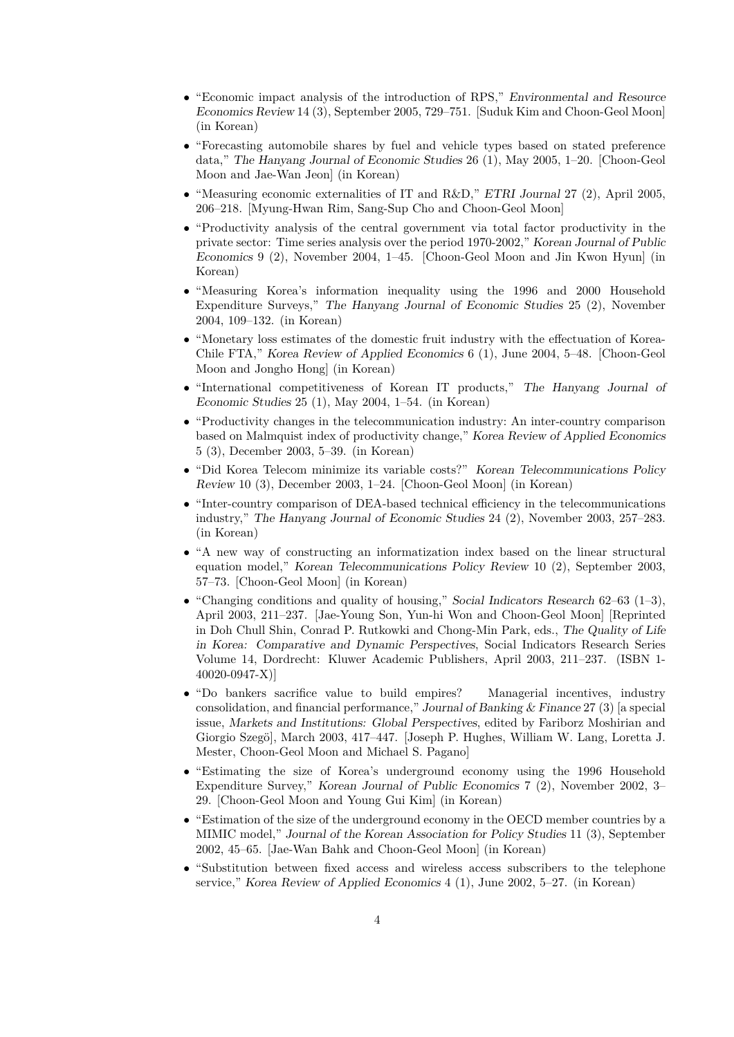- "Economic impact analysis of the introduction of RPS," *Environmental and Resource Economics Review* 14 (3), September 2005, 729–751. [Suduk Kim and Choon-Geol Moon] (in Korean)
- "Forecasting automobile shares by fuel and vehicle types based on stated preference data," *The Hanyang Journal of Economic Studies* 26 (1), May 2005, 1–20. [Choon-Geol Moon and Jae-Wan Jeon] (in Korean)
- "Measuring economic externalities of IT and R&D," *ETRI Journal* 27 (2), April 2005, 206–218. [Myung-Hwan Rim, Sang-Sup Cho and Choon-Geol Moon]
- "Productivity analysis of the central government via total factor productivity in the private sector: Time series analysis over the period 1970-2002," *Korean Journal of Public Economics* 9 (2), November 2004, 1–45. [Choon-Geol Moon and Jin Kwon Hyun] (in Korean)
- "Measuring Korea's information inequality using the 1996 and 2000 Household Expenditure Surveys," *The Hanyang Journal of Economic Studies* 25 (2), November 2004, 109–132. (in Korean)
- "Monetary loss estimates of the domestic fruit industry with the effectuation of Korea-Chile FTA," *Korea Review of Applied Economics* 6 (1), June 2004, 5–48. [Choon-Geol Moon and Jongho Hong] (in Korean)
- "International competitiveness of Korean IT products," *The Hanyang Journal of Economic Studies* 25 (1), May 2004, 1–54. (in Korean)
- "Productivity changes in the telecommunication industry: An inter-country comparison based on Malmquist index of productivity change," *Korea Review of Applied Economics* 5 (3), December 2003, 5–39. (in Korean)
- "Did Korea Telecom minimize its variable costs?" *Korean Telecommunications Policy Review* 10 (3), December 2003, 1–24. [Choon-Geol Moon] (in Korean)
- "Inter-country comparison of DEA-based technical efficiency in the telecommunications industry," *The Hanyang Journal of Economic Studies* 24 (2), November 2003, 257–283. (in Korean)
- "A new way of constructing an informatization index based on the linear structural equation model," *Korean Telecommunications Policy Review* 10 (2), September 2003, 57–73. [Choon-Geol Moon] (in Korean)
- "Changing conditions and quality of housing," *Social Indicators Research* 62–63 (1–3), April 2003, 211–237. [Jae-Young Son, Yun-hi Won and Choon-Geol Moon] [Reprinted in Doh Chull Shin, Conrad P. Rutkowki and Chong-Min Park, eds., *The Quality of Life in Korea: Comparative and Dynamic Perspectives*, Social Indicators Research Series Volume 14, Dordrecht: Kluwer Academic Publishers, April 2003, 211–237. (ISBN 1-40020-0947-X)]
- "Do bankers sacrifice value to build empires? Managerial incentives, industry consolidation, and financial performance," *Journal of Banking & Finance* 27 (3) [a special issue, *Markets and Institutions: Global Perspectives*, edited by Fariborz Moshirian and Giorgio Szegö], March 2003, 417–447. [Joseph P. Hughes, William W. Lang, Loretta J. Mester, Choon-Geol Moon and Michael S. Pagano]
- "Estimating the size of Korea's underground economy using the 1996 Household Expenditure Survey," *Korean Journal of Public Economics* 7 (2), November 2002, 3–29. [Choon-Geol Moon and Young Gui Kim] (in Korean)
- "Estimation of the size of the underground economy in the OECD member countries by a MIMIC model," *Journal of the Korean Association for Policy Studies* 11 (3), September 2002, 45–65. [Jae-Wan Bahk and Choon-Geol Moon] (in Korean)
- "Substitution between fixed access and wireless access subscribers to the telephone service," *Korea Review of Applied Economics* 4 (1), June 2002, 5–27. (in Korean)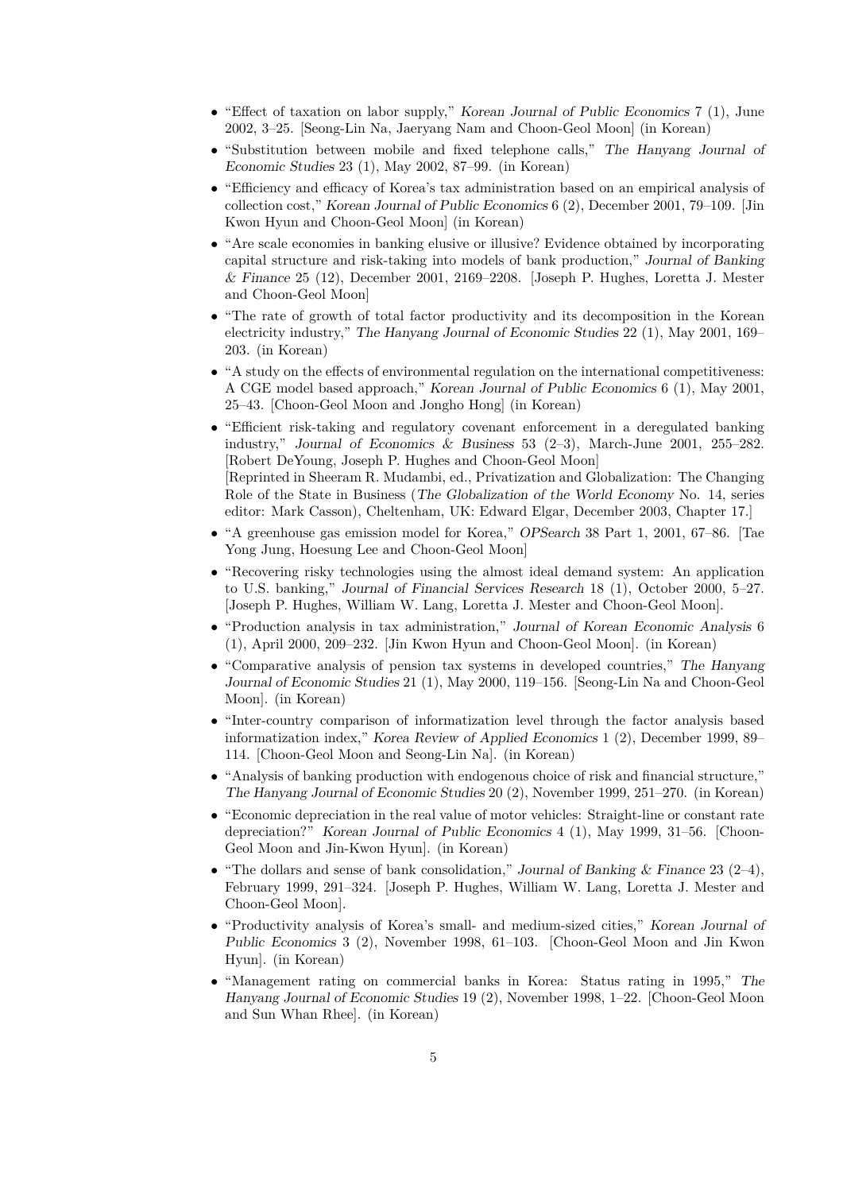- "Effect of taxation on labor supply," *Korean Journal of Public Economics* 7 (1), June 2002, 3–25. [Seong-Lin Na, Jaeryang Nam and Choon-Geol Moon] (in Korean)
- "Substitution between mobile and fixed telephone calls," *The Hanyang Journal of Economic Studies* 23 (1), May 2002, 87–99. (in Korean)
- "Efficiency and efficacy of Korea's tax administration based on an empirical analysis of collection cost," *Korean Journal of Public Economics* 6 (2), December 2001, 79–109. [Jin Kwon Hyun and Choon-Geol Moon] (in Korean)
- "Are scale economies in banking elusive or illusive? Evidence obtained by incorporating capital structure and risk-taking into models of bank production," *Journal of Banking & Finance* 25 (12), December 2001, 2169–2208. [Joseph P. Hughes, Loretta J. Mester and Choon-Geol Moon]
- "The rate of growth of total factor productivity and its decomposition in the Korean electricity industry," *The Hanyang Journal of Economic Studies* 22 (1), May 2001, 169–203. (in Korean)
- "A study on the effects of environmental regulation on the international competitiveness: A CGE model based approach," *Korean Journal of Public Economics* 6 (1), May 2001, 25–43. [Choon-Geol Moon and Jongho Hong] (in Korean)
- "Efficient risk-taking and regulatory covenant enforcement in a deregulated banking industry," *Journal of Economics & Business* 53 (2–3), March-June 2001, 255–282. [Robert DeYoung, Joseph P. Hughes and Choon-Geol Moon]
  [Reprinted in Sheeram R. Mudambi, ed., Privatization and Globalization: The Changing Role of the State in Business (*The Globalization of the World Economy* No. 14, series editor: Mark Casson), Cheltenham, UK: Edward Elgar, December 2003, Chapter 17.]
- "A greenhouse gas emission model for Korea," *OPSearch* 38 Part 1, 2001, 67–86. [Tae Yong Jung, Hoesung Lee and Choon-Geol Moon]
- "Recovering risky technologies using the almost ideal demand system: An application to U.S. banking," *Journal of Financial Services Research* 18 (1), October 2000, 5–27. [Joseph P. Hughes, William W. Lang, Loretta J. Mester and Choon-Geol Moon].
- "Production analysis in tax administration," *Journal of Korean Economic Analysis* 6 (1), April 2000, 209–232. [Jin Kwon Hyun and Choon-Geol Moon]. (in Korean)
- "Comparative analysis of pension tax systems in developed countries," *The Hanyang Journal of Economic Studies* 21 (1), May 2000, 119–156. [Seong-Lin Na and Choon-Geol Moon]. (in Korean)
- "Inter-country comparison of informatization level through the factor analysis based informatization index," *Korea Review of Applied Economics* 1 (2), December 1999, 89–114. [Choon-Geol Moon and Seong-Lin Na]. (in Korean)
- "Analysis of banking production with endogenous choice of risk and financial structure," *The Hanyang Journal of Economic Studies* 20 (2), November 1999, 251–270. (in Korean)
- "Economic depreciation in the real value of motor vehicles: Straight-line or constant rate depreciation?" *Korean Journal of Public Economics* 4 (1), May 1999, 31–56. [Choon-Geol Moon and Jin-Kwon Hyun]. (in Korean)
- "The dollars and sense of bank consolidation," *Journal of Banking & Finance* 23 (2–4), February 1999, 291–324. [Joseph P. Hughes, William W. Lang, Loretta J. Mester and Choon-Geol Moon].
- "Productivity analysis of Korea's small- and medium-sized cities," *Korean Journal of Public Economics* 3 (2), November 1998, 61–103. [Choon-Geol Moon and Jin Kwon Hyun]. (in Korean)
- "Management rating on commercial banks in Korea: Status rating in 1995," *The Hanyang Journal of Economic Studies* 19 (2), November 1998, 1–22. [Choon-Geol Moon and Sun Whan Rhee]. (in Korean)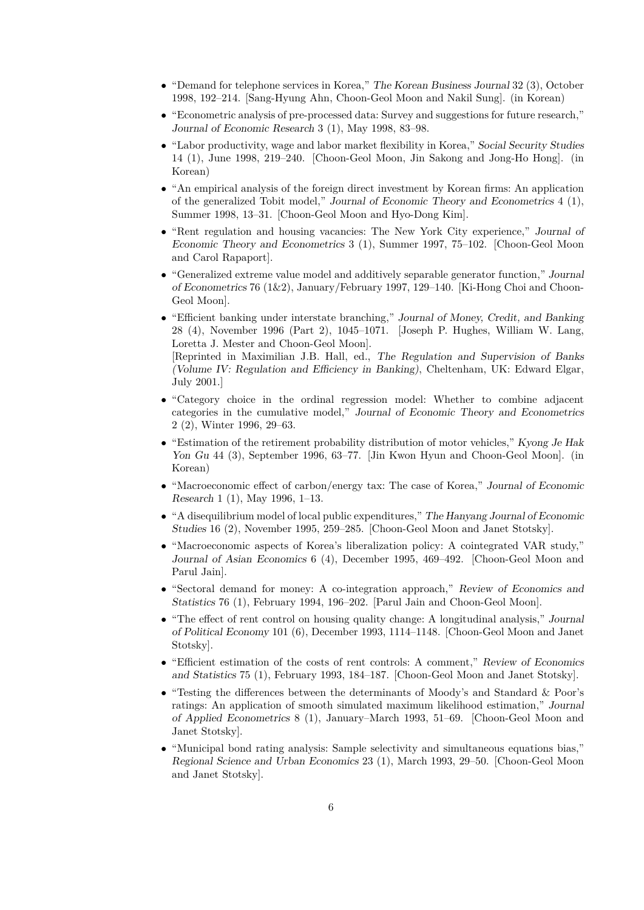- "Demand for telephone services in Korea," *The Korean Business Journal* 32 (3), October 1998, 192–214. [Sang-Hyung Ahn, Choon-Geol Moon and Nakil Sung]. (in Korean)
- "Econometric analysis of pre-processed data: Survey and suggestions for future research," *Journal of Economic Research* 3 (1), May 1998, 83–98.
- "Labor productivity, wage and labor market flexibility in Korea," *Social Security Studies* 14 (1), June 1998, 219–240. [Choon-Geol Moon, Jin Sakong and Jong-Ho Hong]. (in Korean)
- "An empirical analysis of the foreign direct investment by Korean firms: An application of the generalized Tobit model," *Journal of Economic Theory and Econometrics* 4 (1), Summer 1998, 13–31. [Choon-Geol Moon and Hyo-Dong Kim].
- "Rent regulation and housing vacancies: The New York City experience," *Journal of Economic Theory and Econometrics* 3 (1), Summer 1997, 75–102. [Choon-Geol Moon and Carol Rapaport].
- "Generalized extreme value model and additively separable generator function," *Journal of Econometrics* 76 (1&2), January/February 1997, 129–140. [Ki-Hong Choi and Choon-Geol Moon].
- "Efficient banking under interstate branching," *Journal of Money, Credit, and Banking* 28 (4), November 1996 (Part 2), 1045–1071. [Joseph P. Hughes, William W. Lang, Loretta J. Mester and Choon-Geol Moon].
  [Reprinted in Maximilian J.B. Hall, ed., *The Regulation and Supervision of Banks (Volume IV: Regulation and Efficiency in Banking)*, Cheltenham, UK: Edward Elgar, July 2001.]
- "Category choice in the ordinal regression model: Whether to combine adjacent categories in the cumulative model," *Journal of Economic Theory and Econometrics* 2 (2), Winter 1996, 29–63.
- "Estimation of the retirement probability distribution of motor vehicles," *Kyong Je Hak Yon Gu* 44 (3), September 1996, 63–77. [Jin Kwon Hyun and Choon-Geol Moon]. (in Korean)
- "Macroeconomic effect of carbon/energy tax: The case of Korea," *Journal of Economic Research* 1 (1), May 1996, 1–13.
- "A disequilibrium model of local public expenditures," *The Hanyang Journal of Economic Studies* 16 (2), November 1995, 259–285. [Choon-Geol Moon and Janet Stotsky].
- "Macroeconomic aspects of Korea's liberalization policy: A cointegrated VAR study," *Journal of Asian Economics* 6 (4), December 1995, 469–492. [Choon-Geol Moon and Parul Jain].
- "Sectoral demand for money: A co-integration approach," *Review of Economics and Statistics* 76 (1), February 1994, 196–202. [Parul Jain and Choon-Geol Moon].
- "The effect of rent control on housing quality change: A longitudinal analysis," *Journal of Political Economy* 101 (6), December 1993, 1114–1148. [Choon-Geol Moon and Janet Stotsky].
- "Efficient estimation of the costs of rent controls: A comment," *Review of Economics and Statistics* 75 (1), February 1993, 184–187. [Choon-Geol Moon and Janet Stotsky].
- "Testing the differences between the determinants of Moody's and Standard & Poor's ratings: An application of smooth simulated maximum likelihood estimation," *Journal of Applied Econometrics* 8 (1), January–March 1993, 51–69. [Choon-Geol Moon and Janet Stotsky].
- "Municipal bond rating analysis: Sample selectivity and simultaneous equations bias," *Regional Science and Urban Economics* 23 (1), March 1993, 29–50. [Choon-Geol Moon and Janet Stotsky].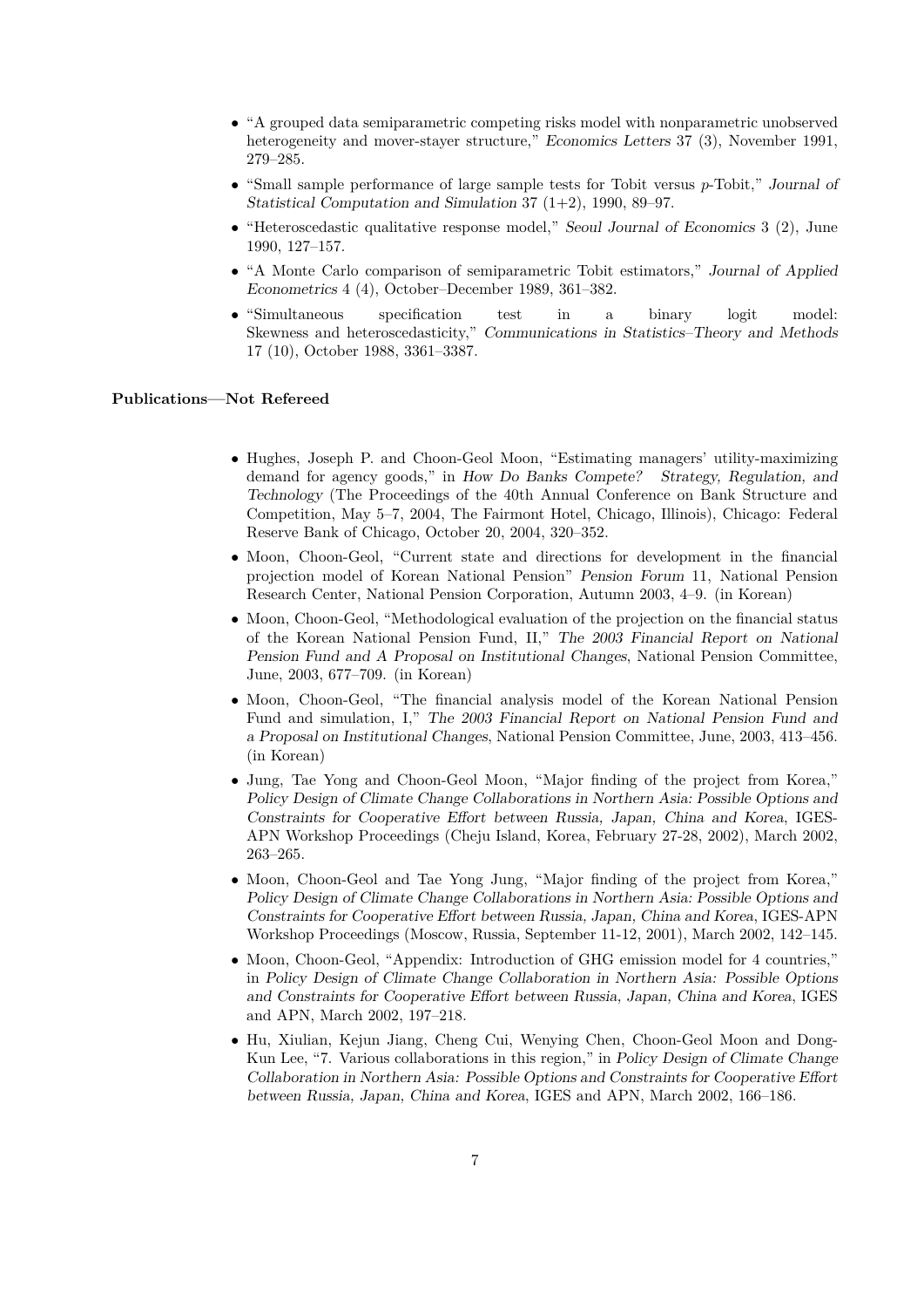- "A grouped data semiparametric competing risks model with nonparametric unobserved heterogeneity and mover-stayer structure," *Economics Letters* 37 (3), November 1991, 279–285.
- "Small sample performance of large sample tests for Tobit versus $p$-Tobit," *Journal of Statistical Computation and Simulation* 37 (1+2), 1990, 89–97.
- "Heteroscedastic qualitative response model," *Seoul Journal of Economics* 3 (2), June 1990, 127–157.
- "A Monte Carlo comparison of semiparametric Tobit estimators," *Journal of Applied Econometrics* 4 (4), October–December 1989, 361–382.
- "Simultaneous specification test in a binary logit model: Skewness and heteroscedasticity," *Communications in Statistics–Theory and Methods* 17 (10), October 1988, 3361–3387.

**Publications—Not Refereed**

- Hughes, Joseph P. and Choon-Geol Moon, "Estimating managers' utility-maximizing demand for agency goods," in *How Do Banks Compete? Strategy, Regulation, and Technology* (The Proceedings of the 40th Annual Conference on Bank Structure and Competition, May 5–7, 2004, The Fairmont Hotel, Chicago, Illinois), Chicago: Federal Reserve Bank of Chicago, October 20, 2004, 320–352.
- Moon, Choon-Geol, "Current state and directions for development in the financial projection model of Korean National Pension" *Pension Forum* 11, National Pension Research Center, National Pension Corporation, Autumn 2003, 4–9. (in Korean)
- Moon, Choon-Geol, "Methodological evaluation of the projection on the financial status of the Korean National Pension Fund, II," *The 2003 Financial Report on National Pension Fund and A Proposal on Institutional Changes*, National Pension Committee, June, 2003, 677–709. (in Korean)
- Moon, Choon-Geol, "The financial analysis model of the Korean National Pension Fund and simulation, I," *The 2003 Financial Report on National Pension Fund and a Proposal on Institutional Changes*, National Pension Committee, June, 2003, 413–456. (in Korean)
- Jung, Tae Yong and Choon-Geol Moon, "Major finding of the project from Korea," *Policy Design of Climate Change Collaborations in Northern Asia: Possible Options and Constraints for Cooperative Effort between Russia, Japan, China and Korea*, IGES-APN Workshop Proceedings (Cheju Island, Korea, February 27-28, 2002), March 2002, 263–265.
- Moon, Choon-Geol and Tae Yong Jung, "Major finding of the project from Korea," *Policy Design of Climate Change Collaborations in Northern Asia: Possible Options and Constraints for Cooperative Effort between Russia, Japan, China and Korea*, IGES-APN Workshop Proceedings (Moscow, Russia, September 11-12, 2001), March 2002, 142–145.
- Moon, Choon-Geol, "Appendix: Introduction of GHG emission model for 4 countries," in *Policy Design of Climate Change Collaboration in Northern Asia: Possible Options and Constraints for Cooperative Effort between Russia, Japan, China and Korea*, IGES and APN, March 2002, 197–218.
- Hu, Xiulian, Kejun Jiang, Cheng Cui, Wenying Chen, Choon-Geol Moon and Dong-Kun Lee, "7. Various collaborations in this region," in *Policy Design of Climate Change Collaboration in Northern Asia: Possible Options and Constraints for Cooperative Effort between Russia, Japan, China and Korea*, IGES and APN, March 2002, 166–186.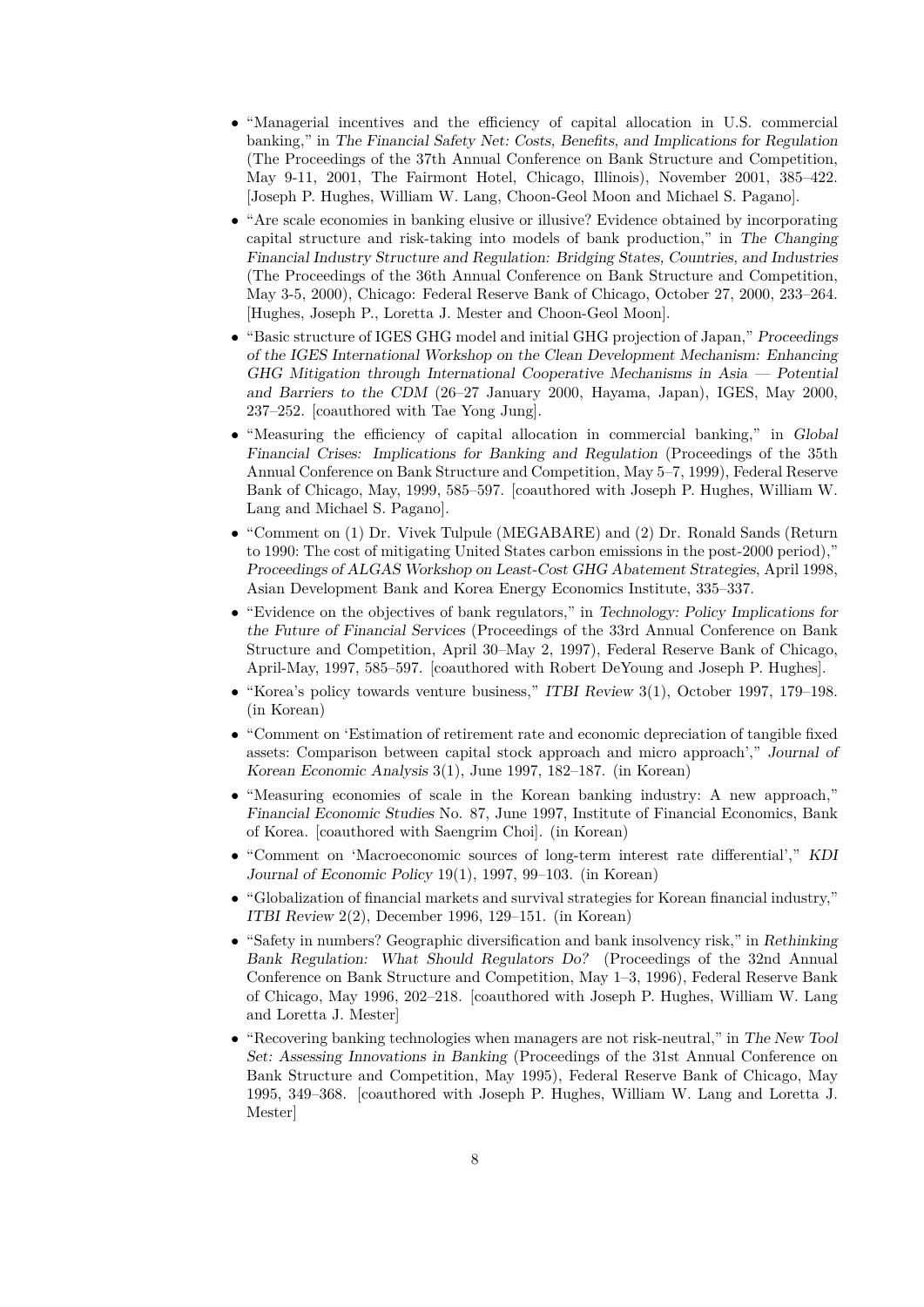- "Managerial incentives and the efficiency of capital allocation in U.S. commercial banking," in *The Financial Safety Net: Costs, Benefits, and Implications for Regulation* (The Proceedings of the 37th Annual Conference on Bank Structure and Competition, May 9-11, 2001, The Fairmont Hotel, Chicago, Illinois), November 2001, 385–422. [Joseph P. Hughes, William W. Lang, Choon-Geol Moon and Michael S. Pagano].
- "Are scale economies in banking elusive or illusive? Evidence obtained by incorporating capital structure and risk-taking into models of bank production," in *The Changing Financial Industry Structure and Regulation: Bridging States, Countries, and Industries* (The Proceedings of the 36th Annual Conference on Bank Structure and Competition, May 3-5, 2000), Chicago: Federal Reserve Bank of Chicago, October 27, 2000, 233–264. [Hughes, Joseph P., Loretta J. Mester and Choon-Geol Moon].
- "Basic structure of IGES GHG model and initial GHG projection of Japan," *Proceedings of the IGES International Workshop on the Clean Development Mechanism: Enhancing GHG Mitigation through International Cooperative Mechanisms in Asia — Potential and Barriers to the CDM* (26–27 January 2000, Hayama, Japan), IGES, May 2000, 237–252. [coauthored with Tae Yong Jung].
- "Measuring the efficiency of capital allocation in commercial banking," in *Global Financial Crises: Implications for Banking and Regulation* (Proceedings of the 35th Annual Conference on Bank Structure and Competition, May 5–7, 1999), Federal Reserve Bank of Chicago, May, 1999, 585–597. [coauthored with Joseph P. Hughes, William W. Lang and Michael S. Pagano].
- "Comment on (1) Dr. Vivek Tulpule (MEGABARE) and (2) Dr. Ronald Sands (Return to 1990: The cost of mitigating United States carbon emissions in the post-2000 period)," *Proceedings of ALGAS Workshop on Least-Cost GHG Abatement Strategies*, April 1998, Asian Development Bank and Korea Energy Economics Institute, 335–337.
- "Evidence on the objectives of bank regulators," in *Technology: Policy Implications for the Future of Financial Services* (Proceedings of the 33rd Annual Conference on Bank Structure and Competition, April 30–May 2, 1997), Federal Reserve Bank of Chicago, April-May, 1997, 585–597. [coauthored with Robert DeYoung and Joseph P. Hughes].
- "Korea's policy towards venture business," *ITBI Review* 3(1), October 1997, 179–198. (in Korean)
- "Comment on 'Estimation of retirement rate and economic depreciation of tangible fixed assets: Comparison between capital stock approach and micro approach'," *Journal of Korean Economic Analysis* 3(1), June 1997, 182–187. (in Korean)
- "Measuring economies of scale in the Korean banking industry: A new approach," *Financial Economic Studies* No. 87, June 1997, Institute of Financial Economics, Bank of Korea. [coauthored with Saengrim Choi]. (in Korean)
- "Comment on 'Macroeconomic sources of long-term interest rate differential'," *KDI Journal of Economic Policy* 19(1), 1997, 99–103. (in Korean)
- "Globalization of financial markets and survival strategies for Korean financial industry," *ITBI Review* 2(2), December 1996, 129–151. (in Korean)
- "Safety in numbers? Geographic diversification and bank insolvency risk," in *Rethinking Bank Regulation: What Should Regulators Do?* (Proceedings of the 32nd Annual Conference on Bank Structure and Competition, May 1–3, 1996), Federal Reserve Bank of Chicago, May 1996, 202–218. [coauthored with Joseph P. Hughes, William W. Lang and Loretta J. Mester]
- "Recovering banking technologies when managers are not risk-neutral," in *The New Tool Set: Assessing Innovations in Banking* (Proceedings of the 31st Annual Conference on Bank Structure and Competition, May 1995), Federal Reserve Bank of Chicago, May 1995, 349–368. [coauthored with Joseph P. Hughes, William W. Lang and Loretta J. Mester]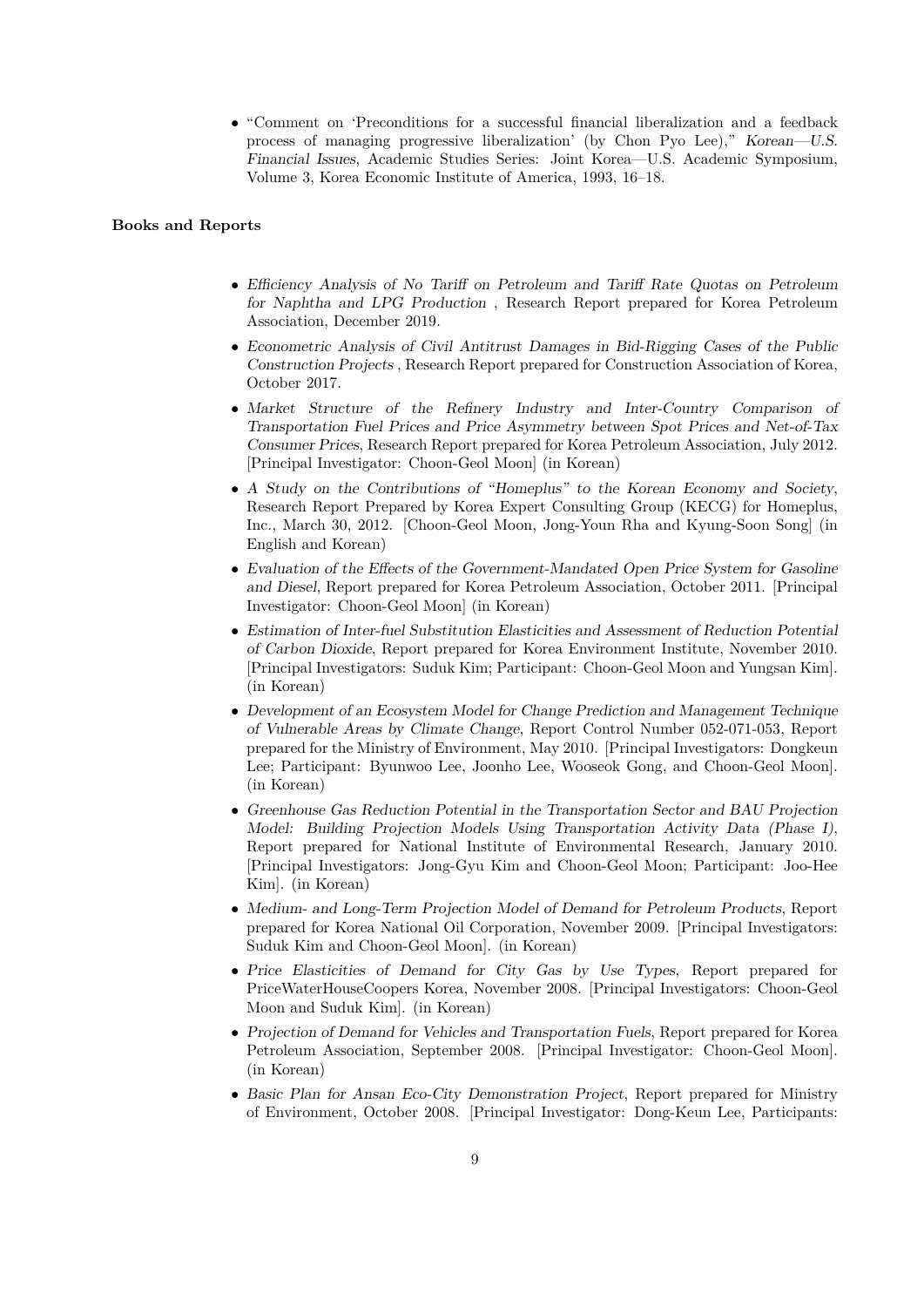- "Comment on 'Preconditions for a successful financial liberalization and a feedback process of managing progressive liberalization' (by Chon Pyo Lee)," *Korean—U.S. Financial Issues*, Academic Studies Series: Joint Korea—U.S. Academic Symposium, Volume 3, Korea Economic Institute of America, 1993, 16–18.

**Books and Reports**

- *Efficiency Analysis of No Tariff on Petroleum and Tariff Rate Quotas on Petroleum for Naphtha and LPG Production* , Research Report prepared for Korea Petroleum Association, December 2019.
- *Econometric Analysis of Civil Antitrust Damages in Bid-Rigging Cases of the Public Construction Projects* , Research Report prepared for Construction Association of Korea, October 2017.
- *Market Structure of the Refinery Industry and Inter-Country Comparison of Transportation Fuel Prices and Price Asymmetry between Spot Prices and Net-of-Tax Consumer Prices*, Research Report prepared for Korea Petroleum Association, July 2012. [Principal Investigator: Choon-Geol Moon] (in Korean)
- *A Study on the Contributions of "Homeplus" to the Korean Economy and Society*, Research Report Prepared by Korea Expert Consulting Group (KECG) for Homeplus, Inc., March 30, 2012. [Choon-Geol Moon, Jong-Youn Rha and Kyung-Soon Song] (in English and Korean)
- *Evaluation of the Effects of the Government-Mandated Open Price System for Gasoline and Diesel*, Report prepared for Korea Petroleum Association, October 2011. [Principal Investigator: Choon-Geol Moon] (in Korean)
- *Estimation of Inter-fuel Substitution Elasticities and Assessment of Reduction Potential of Carbon Dioxide*, Report prepared for Korea Environment Institute, November 2010. [Principal Investigators: Suduk Kim; Participant: Choon-Geol Moon and Yungsan Kim]. (in Korean)
- *Development of an Ecosystem Model for Change Prediction and Management Technique of Vulnerable Areas by Climate Change*, Report Control Number 052-071-053, Report prepared for the Ministry of Environment, May 2010. [Principal Investigators: Dongkeun Lee; Participant: Byunwoo Lee, Joonho Lee, Wooseok Gong, and Choon-Geol Moon]. (in Korean)
- *Greenhouse Gas Reduction Potential in the Transportation Sector and BAU Projection Model: Building Projection Models Using Transportation Activity Data (Phase I)*, Report prepared for National Institute of Environmental Research, January 2010. [Principal Investigators: Jong-Gyu Kim and Choon-Geol Moon; Participant: Joo-Hee Kim]. (in Korean)
- *Medium- and Long-Term Projection Model of Demand for Petroleum Products*, Report prepared for Korea National Oil Corporation, November 2009. [Principal Investigators: Suduk Kim and Choon-Geol Moon]. (in Korean)
- *Price Elasticities of Demand for City Gas by Use Types*, Report prepared for PriceWaterHouseCoopers Korea, November 2008. [Principal Investigators: Choon-Geol Moon and Suduk Kim]. (in Korean)
- *Projection of Demand for Vehicles and Transportation Fuels*, Report prepared for Korea Petroleum Association, September 2008. [Principal Investigator: Choon-Geol Moon]. (in Korean)
- *Basic Plan for Ansan Eco-City Demonstration Project*, Report prepared for Ministry of Environment, October 2008. [Principal Investigator: Dong-Keun Lee, Participants: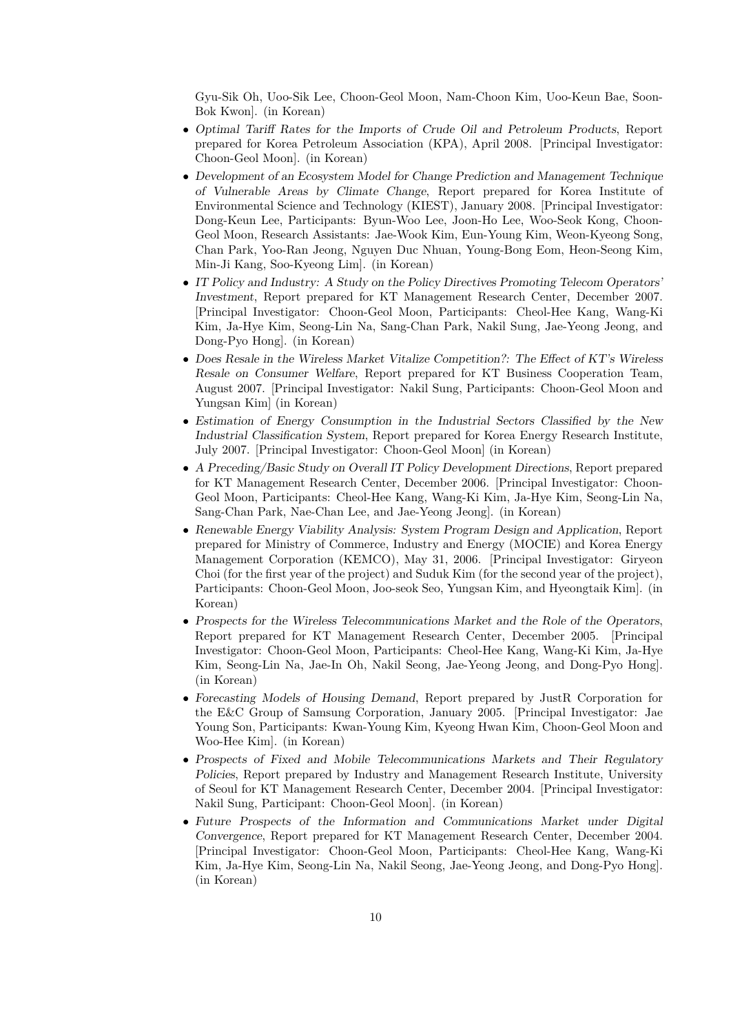Gyu-Sik Oh, Uoo-Sik Lee, Choon-Geol Moon, Nam-Choon Kim, Uoo-Keun Bae, Soon-Bok Kwon]. (in Korean)

- *Optimal Tariff Rates for the Imports of Crude Oil and Petroleum Products*, Report prepared for Korea Petroleum Association (KPA), April 2008. [Principal Investigator: Choon-Geol Moon]. (in Korean)
- *Development of an Ecosystem Model for Change Prediction and Management Technique of Vulnerable Areas by Climate Change*, Report prepared for Korea Institute of Environmental Science and Technology (KIEST), January 2008. [Principal Investigator: Dong-Keun Lee, Participants: Byun-Woo Lee, Joon-Ho Lee, Woo-Seok Kong, Choon-Geol Moon, Research Assistants: Jae-Wook Kim, Eun-Young Kim, Weon-Kyeong Song, Chan Park, Yoo-Ran Jeong, Nguyen Duc Nhuan, Young-Bong Eom, Heon-Seong Kim, Min-Ji Kang, Soo-Kyeong Lim]. (in Korean)
- *IT Policy and Industry: A Study on the Policy Directives Promoting Telecom Operators' Investment*, Report prepared for KT Management Research Center, December 2007. [Principal Investigator: Choon-Geol Moon, Participants: Cheol-Hee Kang, Wang-Ki Kim, Ja-Hye Kim, Seong-Lin Na, Sang-Chan Park, Nakil Sung, Jae-Yeong Jeong, and Dong-Pyo Hong]. (in Korean)
- *Does Resale in the Wireless Market Vitalize Competition?: The Effect of KT's Wireless Resale on Consumer Welfare*, Report prepared for KT Business Cooperation Team, August 2007. [Principal Investigator: Nakil Sung, Participants: Choon-Geol Moon and Yungsan Kim] (in Korean)
- *Estimation of Energy Consumption in the Industrial Sectors Classified by the New Industrial Classification System*, Report prepared for Korea Energy Research Institute, July 2007. [Principal Investigator: Choon-Geol Moon] (in Korean)
- *A Preceding/Basic Study on Overall IT Policy Development Directions*, Report prepared for KT Management Research Center, December 2006. [Principal Investigator: Choon-Geol Moon, Participants: Cheol-Hee Kang, Wang-Ki Kim, Ja-Hye Kim, Seong-Lin Na, Sang-Chan Park, Nae-Chan Lee, and Jae-Yeong Jeong]. (in Korean)
- *Renewable Energy Viability Analysis: System Program Design and Application*, Report prepared for Ministry of Commerce, Industry and Energy (MOCIE) and Korea Energy Management Corporation (KEMCO), May 31, 2006. [Principal Investigator: Giryeon Choi (for the first year of the project) and Suduk Kim (for the second year of the project), Participants: Choon-Geol Moon, Joo-seok Seo, Yungsan Kim, and Hyeongtaik Kim]. (in Korean)
- *Prospects for the Wireless Telecommunications Market and the Role of the Operators*, Report prepared for KT Management Research Center, December 2005. [Principal Investigator: Choon-Geol Moon, Participants: Cheol-Hee Kang, Wang-Ki Kim, Ja-Hye Kim, Seong-Lin Na, Jae-In Oh, Nakil Seong, Jae-Yeong Jeong, and Dong-Pyo Hong]. (in Korean)
- *Forecasting Models of Housing Demand*, Report prepared by JustR Corporation for the E&C Group of Samsung Corporation, January 2005. [Principal Investigator: Jae Young Son, Participants: Kwan-Young Kim, Kyeong Hwan Kim, Choon-Geol Moon and Woo-Hee Kim]. (in Korean)
- *Prospects of Fixed and Mobile Telecommunications Markets and Their Regulatory Policies*, Report prepared by Industry and Management Research Institute, University of Seoul for KT Management Research Center, December 2004. [Principal Investigator: Nakil Sung, Participant: Choon-Geol Moon]. (in Korean)
- *Future Prospects of the Information and Communications Market under Digital Convergence*, Report prepared for KT Management Research Center, December 2004. [Principal Investigator: Choon-Geol Moon, Participants: Cheol-Hee Kang, Wang-Ki Kim, Ja-Hye Kim, Seong-Lin Na, Nakil Seong, Jae-Yeong Jeong, and Dong-Pyo Hong]. (in Korean)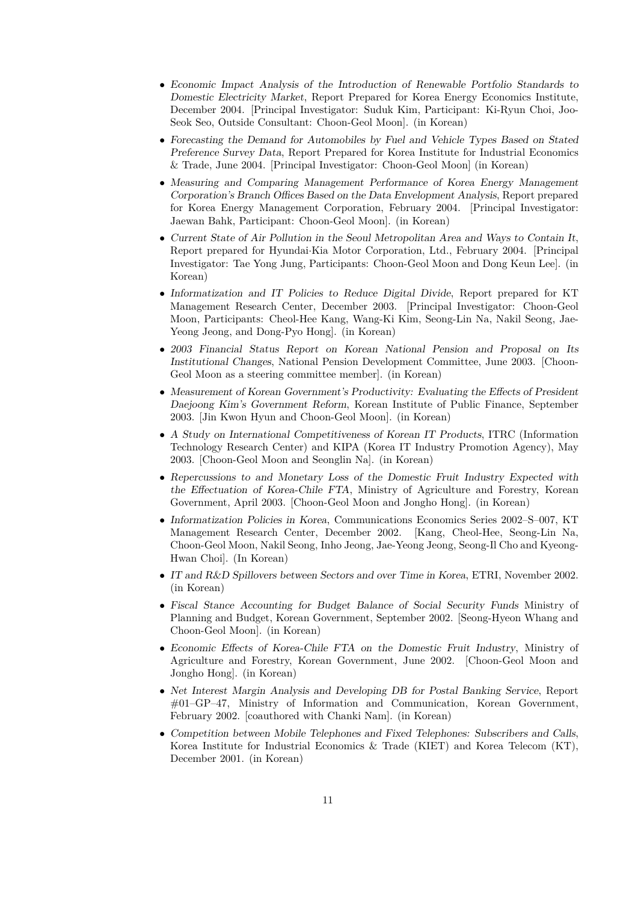- *Economic Impact Analysis of the Introduction of Renewable Portfolio Standards to Domestic Electricity Market*, Report Prepared for Korea Energy Economics Institute, December 2004. [Principal Investigator: Suduk Kim, Participant: Ki-Ryun Choi, Joo-Seok Seo, Outside Consultant: Choon-Geol Moon]. (in Korean)
- *Forecasting the Demand for Automobiles by Fuel and Vehicle Types Based on Stated Preference Survey Data*, Report Prepared for Korea Institute for Industrial Economics & Trade, June 2004. [Principal Investigator: Choon-Geol Moon] (in Korean)
- *Measuring and Comparing Management Performance of Korea Energy Management Corporation's Branch Offices Based on the Data Envelopment Analysis*, Report prepared for Korea Energy Management Corporation, February 2004. [Principal Investigator: Jaewan Bahk, Participant: Choon-Geol Moon]. (in Korean)
- *Current State of Air Pollution in the Seoul Metropolitan Area and Ways to Contain It*, Report prepared for Hyundai·Kia Motor Corporation, Ltd., February 2004. [Principal Investigator: Tae Yong Jung, Participants: Choon-Geol Moon and Dong Keun Lee]. (in Korean)
- *Informatization and IT Policies to Reduce Digital Divide*, Report prepared for KT Management Research Center, December 2003. [Principal Investigator: Choon-Geol Moon, Participants: Cheol-Hee Kang, Wang-Ki Kim, Seong-Lin Na, Nakil Seong, Jae-Yeong Jeong, and Dong-Pyo Hong]. (in Korean)
- *2003 Financial Status Report on Korean National Pension and Proposal on Its Institutional Changes*, National Pension Development Committee, June 2003. [Choon-Geol Moon as a steering committee member]. (in Korean)
- *Measurement of Korean Government's Productivity: Evaluating the Effects of President Daejoong Kim's Government Reform*, Korean Institute of Public Finance, September 2003. [Jin Kwon Hyun and Choon-Geol Moon]. (in Korean)
- *A Study on International Competitiveness of Korean IT Products*, ITRC (Information Technology Research Center) and KIPA (Korea IT Industry Promotion Agency), May 2003. [Choon-Geol Moon and Seonglin Na]. (in Korean)
- *Repercussions to and Monetary Loss of the Domestic Fruit Industry Expected with the Effectuation of Korea-Chile FTA*, Ministry of Agriculture and Forestry, Korean Government, April 2003. [Choon-Geol Moon and Jongho Hong]. (in Korean)
- *Informatization Policies in Korea*, Communications Economics Series 2002–S–007, KT Management Research Center, December 2002. [Kang, Cheol-Hee, Seong-Lin Na, Choon-Geol Moon, Nakil Seong, Inho Jeong, Jae-Yeong Jeong, Seong-Il Cho and Kyeong-Hwan Choi]. (In Korean)
- *IT and R&D Spillovers between Sectors and over Time in Korea*, ETRI, November 2002. (in Korean)
- *Fiscal Stance Accounting for Budget Balance of Social Security Funds* Ministry of Planning and Budget, Korean Government, September 2002. [Seong-Hyeon Whang and Choon-Geol Moon]. (in Korean)
- *Economic Effects of Korea-Chile FTA on the Domestic Fruit Industry*, Ministry of Agriculture and Forestry, Korean Government, June 2002. [Choon-Geol Moon and Jongho Hong]. (in Korean)
- *Net Interest Margin Analysis and Developing DB for Postal Banking Service*, Report #01–GP–47, Ministry of Information and Communication, Korean Government, February 2002. [coauthored with Chanki Nam]. (in Korean)
- *Competition between Mobile Telephones and Fixed Telephones: Subscribers and Calls*, Korea Institute for Industrial Economics & Trade (KIET) and Korea Telecom (KT), December 2001. (in Korean)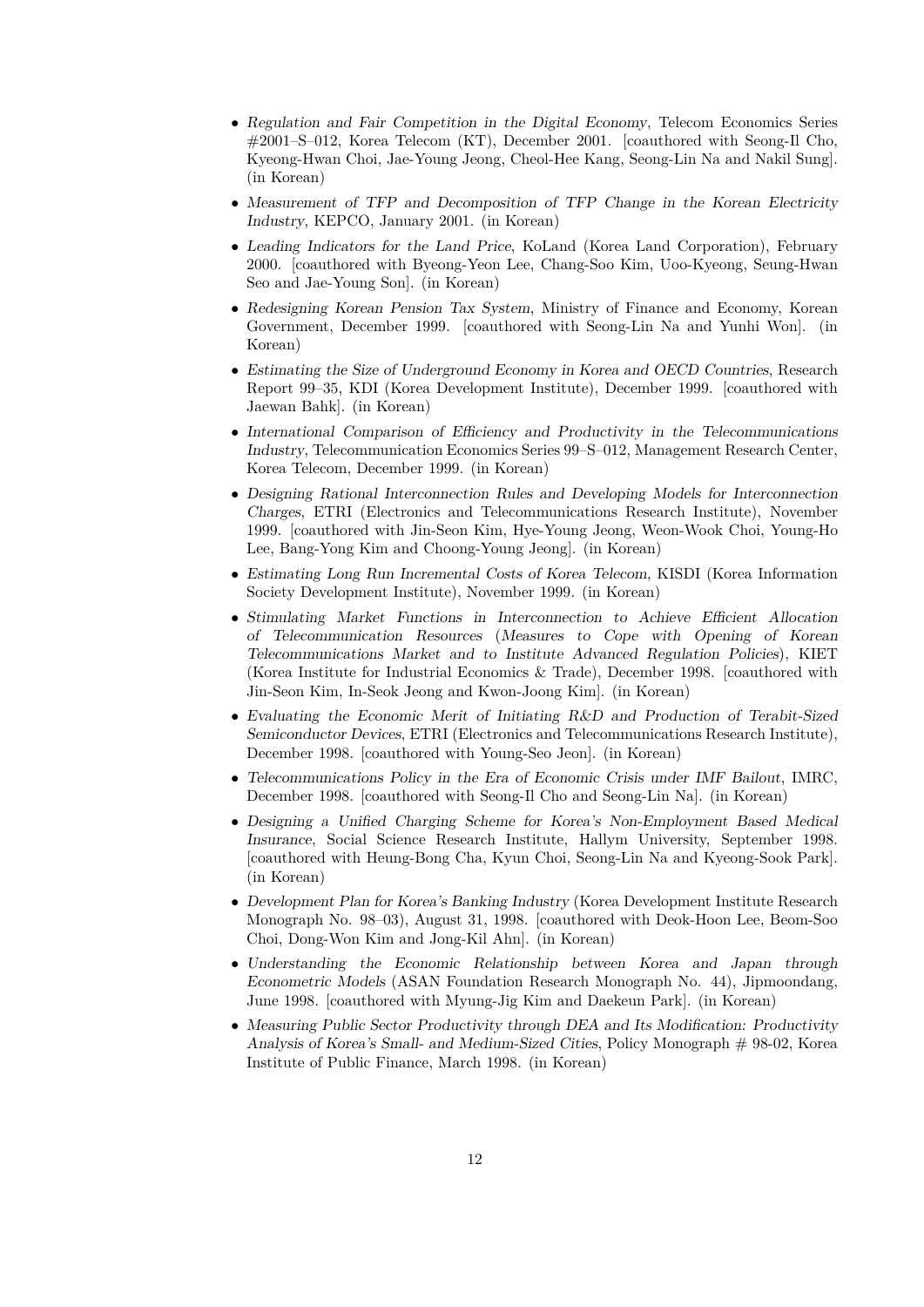- *Regulation and Fair Competition in the Digital Economy*, Telecom Economics Series #2001–S–012, Korea Telecom (KT), December 2001. [coauthored with Seong-Il Cho, Kyeong-Hwan Choi, Jae-Young Jeong, Cheol-Hee Kang, Seong-Lin Na and Nakil Sung]. (in Korean)
- *Measurement of TFP and Decomposition of TFP Change in the Korean Electricity Industry*, KEPCO, January 2001. (in Korean)
- *Leading Indicators for the Land Price*, KoLand (Korea Land Corporation), February 2000. [coauthored with Byeong-Yeon Lee, Chang-Soo Kim, Uoo-Kyeong, Seung-Hwan Seo and Jae-Young Son]. (in Korean)
- *Redesigning Korean Pension Tax System*, Ministry of Finance and Economy, Korean Government, December 1999. [coauthored with Seong-Lin Na and Yunhi Won]. (in Korean)
- *Estimating the Size of Underground Economy in Korea and OECD Countries*, Research Report 99–35, KDI (Korea Development Institute), December 1999. [coauthored with Jaewan Bahk]. (in Korean)
- *International Comparison of Efficiency and Productivity in the Telecommunications Industry*, Telecommunication Economics Series 99–S–012, Management Research Center, Korea Telecom, December 1999. (in Korean)
- *Designing Rational Interconnection Rules and Developing Models for Interconnection Charges*, ETRI (Electronics and Telecommunications Research Institute), November 1999. [coauthored with Jin-Seon Kim, Hye-Young Jeong, Weon-Wook Choi, Young-Ho Lee, Bang-Yong Kim and Choong-Young Jeong]. (in Korean)
- *Estimating Long Run Incremental Costs of Korea Telecom*, KISDI (Korea Information Society Development Institute), November 1999. (in Korean)
- *Stimulating Market Functions in Interconnection to Achieve Efficient Allocation of Telecommunication Resources* (*Measures to Cope with Opening of Korean Telecommunications Market and to Institute Advanced Regulation Policies*), KIET (Korea Institute for Industrial Economics & Trade), December 1998. [coauthored with Jin-Seon Kim, In-Seok Jeong and Kwon-Joong Kim]. (in Korean)
- *Evaluating the Economic Merit of Initiating R&D and Production of Terabit-Sized Semiconductor Devices*, ETRI (Electronics and Telecommunications Research Institute), December 1998. [coauthored with Young-Seo Jeon]. (in Korean)
- *Telecommunications Policy in the Era of Economic Crisis under IMF Bailout*, IMRC, December 1998. [coauthored with Seong-Il Cho and Seong-Lin Na]. (in Korean)
- *Designing a Unified Charging Scheme for Korea's Non-Employment Based Medical Insurance*, Social Science Research Institute, Hallym University, September 1998. [coauthored with Heung-Bong Cha, Kyun Choi, Seong-Lin Na and Kyeong-Sook Park]. (in Korean)
- *Development Plan for Korea's Banking Industry* (Korea Development Institute Research Monograph No. 98–03), August 31, 1998. [coauthored with Deok-Hoon Lee, Beom-Soo Choi, Dong-Won Kim and Jong-Kil Ahn]. (in Korean)
- *Understanding the Economic Relationship between Korea and Japan through Econometric Models* (ASAN Foundation Research Monograph No. 44), Jipmoondang, June 1998. [coauthored with Myung-Jig Kim and Daekeun Park]. (in Korean)
- *Measuring Public Sector Productivity through DEA and Its Modification: Productivity Analysis of Korea's Small- and Medium-Sized Cities*, Policy Monograph # 98-02, Korea Institute of Public Finance, March 1998. (in Korean)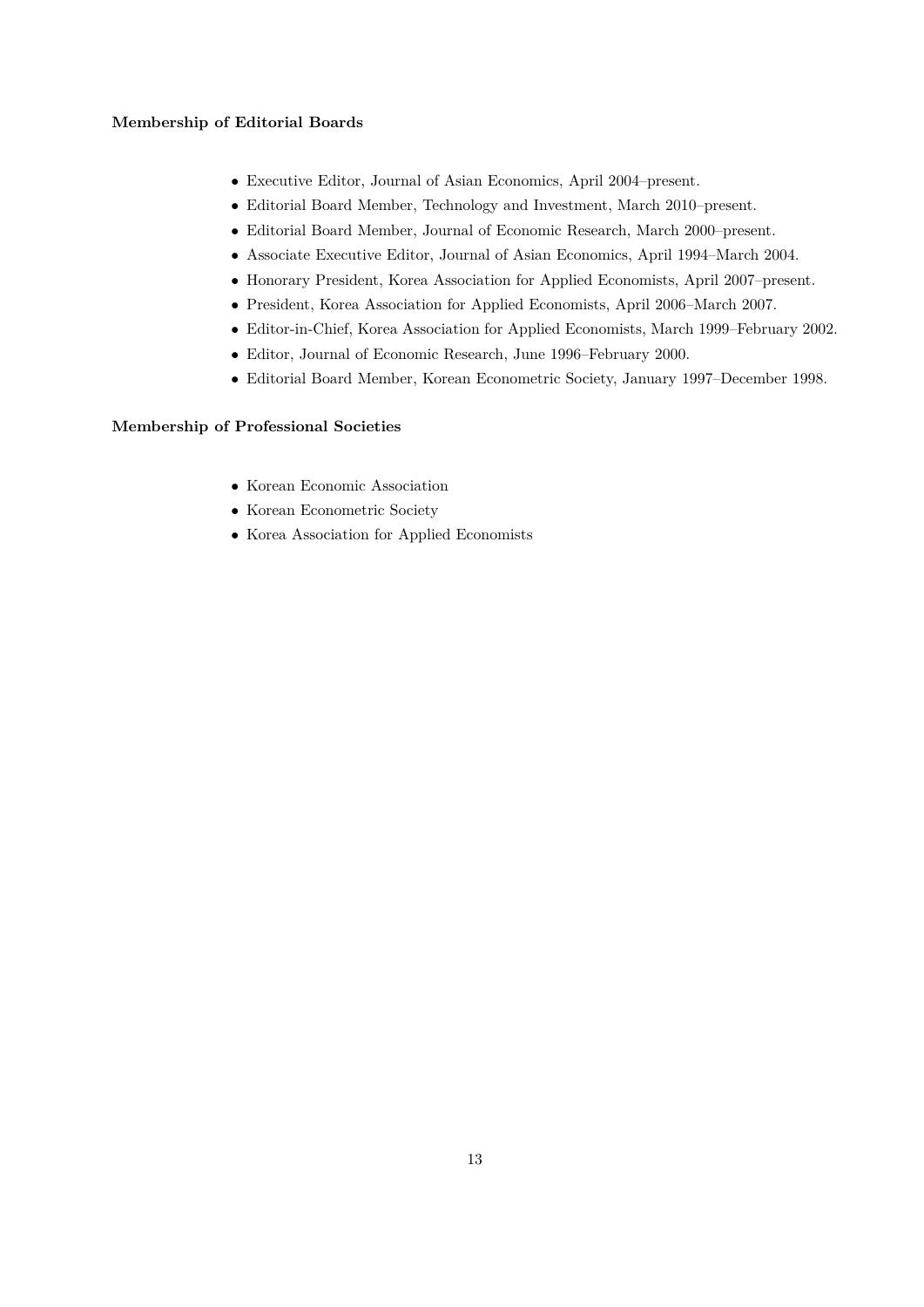**Membership of Editorial Boards**

- Executive Editor, Journal of Asian Economics, April 2004–present.
- Editorial Board Member, Technology and Investment, March 2010–present.
- Editorial Board Member, Journal of Economic Research, March 2000–present.
- Associate Executive Editor, Journal of Asian Economics, April 1994–March 2004.
- Honorary President, Korea Association for Applied Economists, April 2007–present.
- President, Korea Association for Applied Economists, April 2006–March 2007.
- Editor-in-Chief, Korea Association for Applied Economists, March 1999–February 2002.
- Editor, Journal of Economic Research, June 1996–February 2000.
- Editorial Board Member, Korean Econometric Society, January 1997–December 1998.

**Membership of Professional Societies**

- Korean Economic Association
- Korean Econometric Society
- Korea Association for Applied Economists